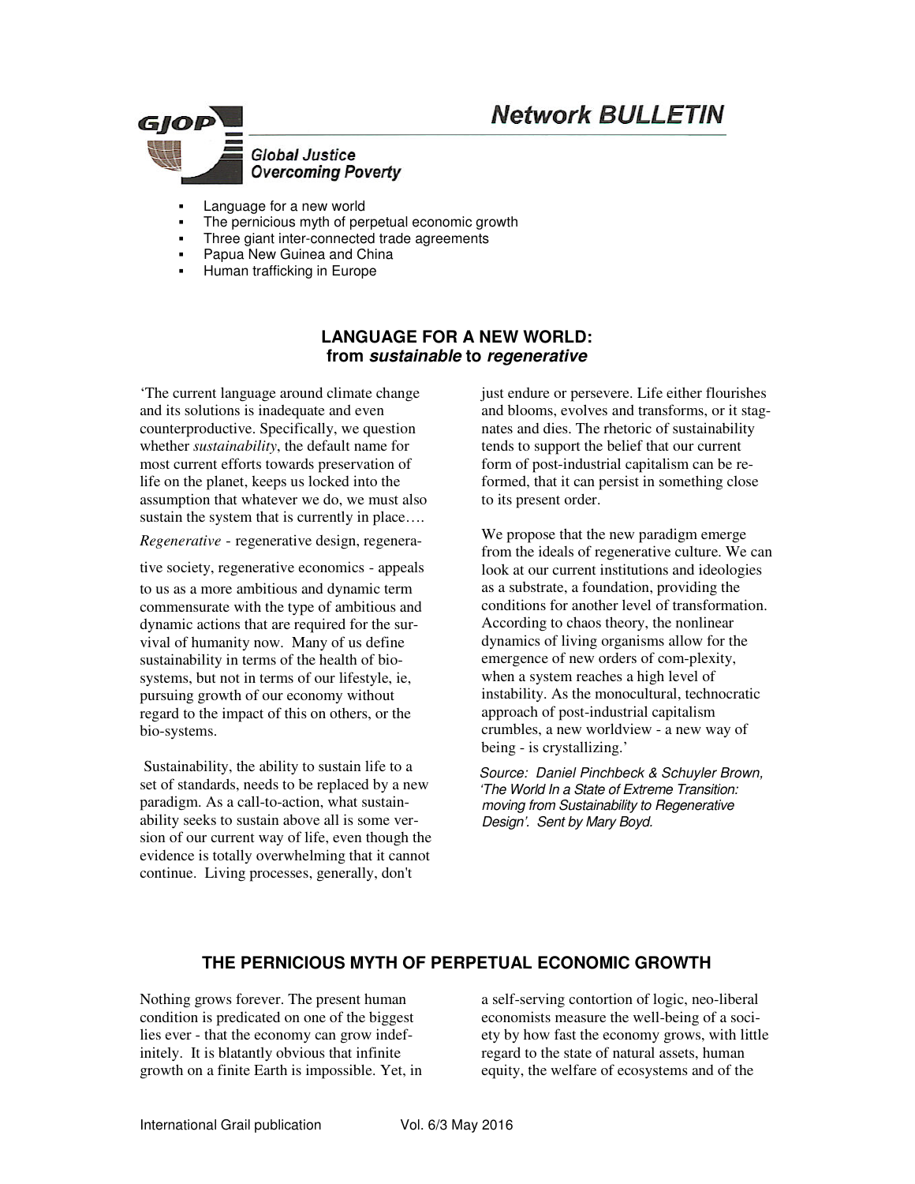# Network BULLETIN

**GJOP**

*Global Justice Overcoming Poverty*

- Language for a new world
- The pernicious myth of perpetual economic growth
- Three giant inter-connected trade agreements
- Papua New Guinea and China
- Human trafficking in Europe

## LANGUAGE FOR A NEW WORLD: from *sustainable* to *regenerative*

'The current language around climate change and its solutions is inadequate and even counterproductive. Specifically, we question whether *sustainability*, the default name for most current efforts towards preservation of life on the planet, keeps us locked into the assumption that whatever we do, we must also sustain the system that is currently in place….

*Regenerative* - regenerative design, regenerative society, regenerative economics - appeals to us as a more ambitious and dynamic term commensurate with the type of ambitious and dynamic actions that are required for the survival of humanity now. Many of us define sustainability in terms of the health of bio-systems, but not in terms of our lifestyle, ie, pursuing growth of our economy without regard to the impact of this on others, or the bio-systems.

Sustainability, the ability to sustain life to a set of standards, needs to be replaced by a new paradigm. As a call-to-action, what sustainability seeks to sustain above all is some version of our current way of life, even though the evidence is totally overwhelming that it cannot continue. Living processes, generally, don't just endure or persevere. Life either flourishes and blooms, evolves and transforms, or it stagnates and dies. The rhetoric of sustainability tends to support the belief that our current form of post-industrial capitalism can be reformed, that it can persist in something close to its present order.

We propose that the new paradigm emerge from the ideals of regenerative culture. We can look at our current institutions and ideologies as a substrate, a foundation, providing the conditions for another level of transformation. According to chaos theory, the nonlinear dynamics of living organisms allow for the emergence of new orders of com-plexity, when a system reaches a high level of instability. As the monocultural, technocratic approach of post-industrial capitalism crumbles, a new worldview - a new way of being - is crystallizing.'

*Source: Daniel Pinchbeck & Schuyler Brown, 'The World In a State of Extreme Transition: moving from Sustainability to Regenerative Design'. Sent by Mary Boyd.*

## THE PERNICIOUS MYTH OF PERPETUAL ECONOMIC GROWTH

Nothing grows forever. The present human condition is predicated on one of the biggest lies ever - that the economy can grow indefinitely. It is blatantly obvious that infinite growth on a finite Earth is impossible. Yet, in a self-serving contortion of logic, neo-liberal economists measure the well-being of a society by how fast the economy grows, with little regard to the state of natural assets, human equity, the welfare of ecosystems and of the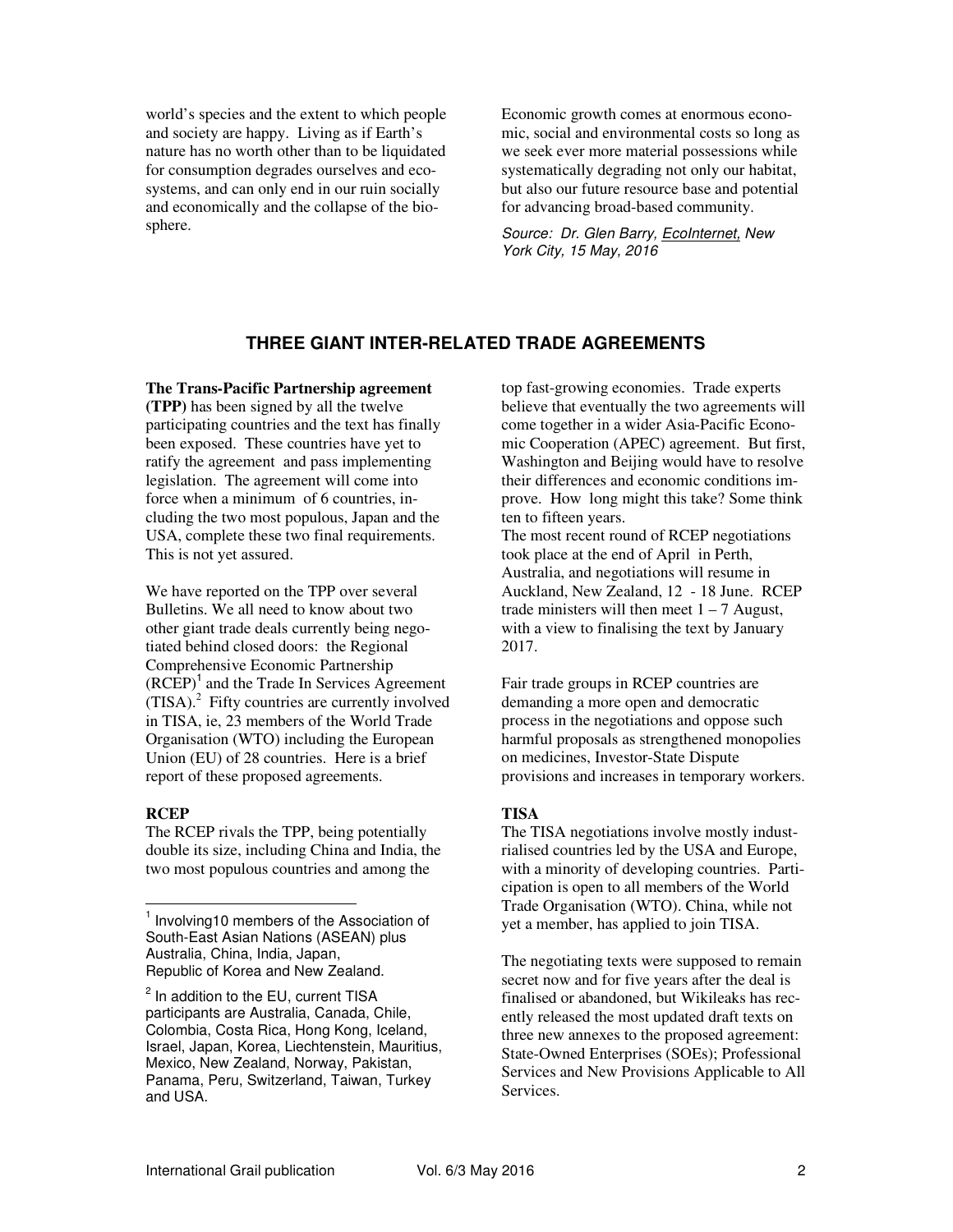world's species and the extent to which people and society are happy. Living as if Earth's nature has no worth other than to be liquidated for consumption degrades ourselves and ecosystems, and can only end in our ruin socially and economically and the collapse of the biosphere.

Economic growth comes at enormous economic, social and environmental costs so long as we seek ever more material possessions while systematically degrading not only our habitat, but also our future resource base and potential for advancing broad-based community.

*Source: Dr. Glen Barry, EcoInternet, New York City, 15 May, 2016*

## THREE GIANT INTER-RELATED TRADE AGREEMENTS

**The Trans-Pacific Partnership agreement (TPP)** has been signed by all the twelve participating countries and the text has finally been exposed. These countries have yet to ratify the agreement and pass implementing legislation. The agreement will come into force when a minimum of 6 countries, including the two most populous, Japan and the USA, complete these two final requirements. This is not yet assured.

We have reported on the TPP over several Bulletins. We all need to know about two other giant trade deals currently being negotiated behind closed doors: the Regional Comprehensive Economic Partnership (RCEP)[1] and the Trade In Services Agreement (TISA).[2] Fifty countries are currently involved in TISA, ie, 23 members of the World Trade Organisation (WTO) including the European Union (EU) of 28 countries. Here is a brief report of these proposed agreements.

### RCEP

The RCEP rivals the TPP, being potentially double its size, including China and India, the two most populous countries and among the top fast-growing economies. Trade experts believe that eventually the two agreements will come together in a wider Asia-Pacific Economic Cooperation (APEC) agreement. But first, Washington and Beijing would have to resolve their differences and economic conditions improve. How long might this take? Some think ten to fifteen years.

The most recent round of RCEP negotiations took place at the end of April in Perth, Australia, and negotiations will resume in Auckland, New Zealand, 12 - 18 June. RCEP trade ministers will then meet 1 – 7 August, with a view to finalising the text by January 2017.

Fair trade groups in RCEP countries are demanding a more open and democratic process in the negotiations and oppose such harmful proposals as strengthened monopolies on medicines, Investor-State Dispute provisions and increases in temporary workers.

### TISA

The TISA negotiations involve mostly industrialised countries led by the USA and Europe, with a minority of developing countries. Participation is open to all members of the World Trade Organisation (WTO). China, while not yet a member, has applied to join TISA.

The negotiating texts were supposed to remain secret now and for five years after the deal is finalised or abandoned, but Wikileaks has recently released the most updated draft texts on three new annexes to the proposed agreement: State-Owned Enterprises (SOEs); Professional Services and New Provisions Applicable to All Services.

---

[1] Involving10 members of the Association of South-East Asian Nations (ASEAN) plus Australia, China, India, Japan, Republic of Korea and New Zealand.

[2] In addition to the EU, current TISA participants are Australia, Canada, Chile, Colombia, Costa Rica, Hong Kong, Iceland, Israel, Japan, Korea, Liechtenstein, Mauritius, Mexico, New Zealand, Norway, Pakistan, Panama, Peru, Switzerland, Taiwan, Turkey and USA.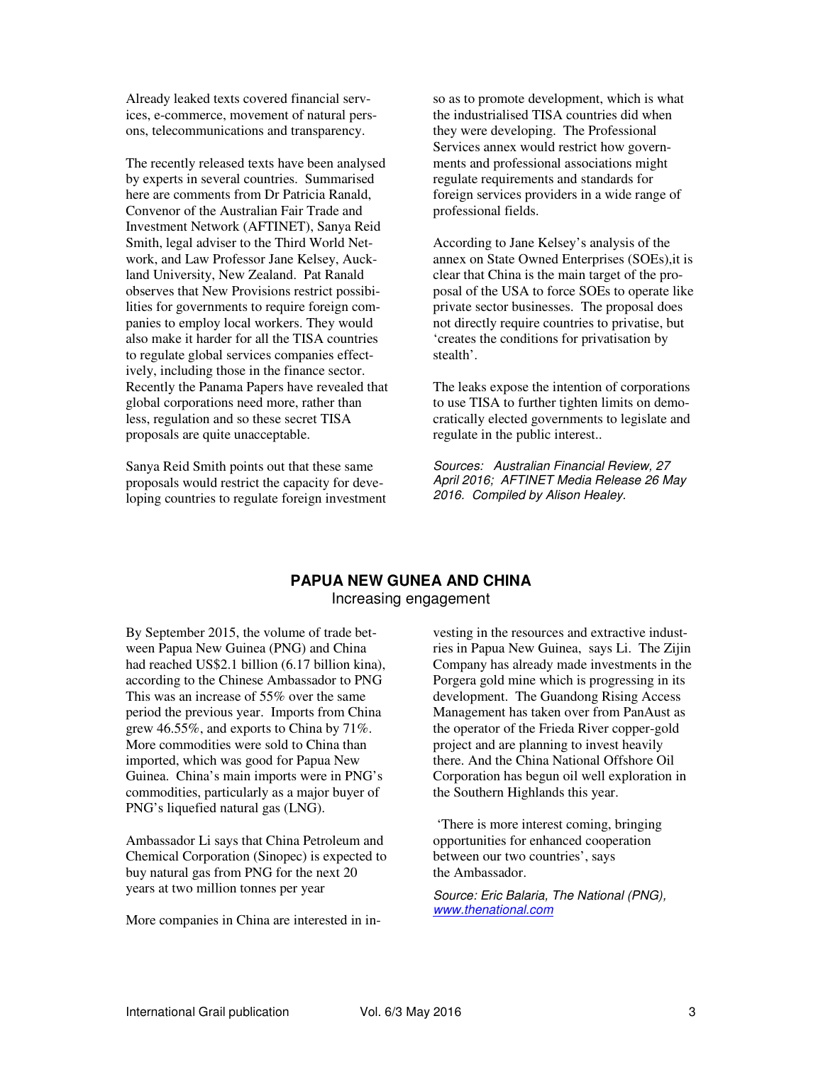Already leaked texts covered financial services, e-commerce, movement of natural persons, telecommunications and transparency.

The recently released texts have been analysed by experts in several countries. Summarised here are comments from Dr Patricia Ranald, Convenor of the Australian Fair Trade and Investment Network (AFTINET), Sanya Reid Smith, legal adviser to the Third World Network, and Law Professor Jane Kelsey, Auckland University, New Zealand. Pat Ranald observes that New Provisions restrict possibilities for governments to require foreign companies to employ local workers. They would also make it harder for all the TISA countries to regulate global services companies effectively, including those in the finance sector. Recently the Panama Papers have revealed that global corporations need more, rather than less, regulation and so these secret TISA proposals are quite unacceptable.

Sanya Reid Smith points out that these same proposals would restrict the capacity for developing countries to regulate foreign investment so as to promote development, which is what the industrialised TISA countries did when they were developing. The Professional Services annex would restrict how governments and professional associations might regulate requirements and standards for foreign services providers in a wide range of professional fields.

According to Jane Kelsey's analysis of the annex on State Owned Enterprises (SOEs),it is clear that China is the main target of the proposal of the USA to force SOEs to operate like private sector businesses. The proposal does not directly require countries to privatise, but 'creates the conditions for privatisation by stealth'.

The leaks expose the intention of corporations to use TISA to further tighten limits on democratically elected governments to legislate and regulate in the public interest..

*Sources: Australian Financial Review, 27 April 2016; AFTINET Media Release 26 May 2016. Compiled by Alison Healey.*

## PAPUA NEW GUNEA AND CHINA

Increasing engagement

By September 2015, the volume of trade between Papua New Guinea (PNG) and China had reached US$2.1 billion (6.17 billion kina), according to the Chinese Ambassador to PNG This was an increase of 55% over the same period the previous year. Imports from China grew 46.55%, and exports to China by 71%. More commodities were sold to China than imported, which was good for Papua New Guinea. China's main imports were in PNG's commodities, particularly as a major buyer of PNG's liquefied natural gas (LNG).

Ambassador Li says that China Petroleum and Chemical Corporation (Sinopec) is expected to buy natural gas from PNG for the next 20 years at two million tonnes per year

More companies in China are interested in investing in the resources and extractive industries in Papua New Guinea, says Li. The Zijin Company has already made investments in the Porgera gold mine which is progressing in its development. The Guandong Rising Access Management has taken over from PanAust as the operator of the Frieda River copper-gold project and are planning to invest heavily there. And the China National Offshore Oil Corporation has begun oil well exploration in the Southern Highlands this year.

'There is more interest coming, bringing opportunities for enhanced cooperation between our two countries', says the Ambassador.

*Source: Eric Balaria, The National (PNG), www.thenational.com*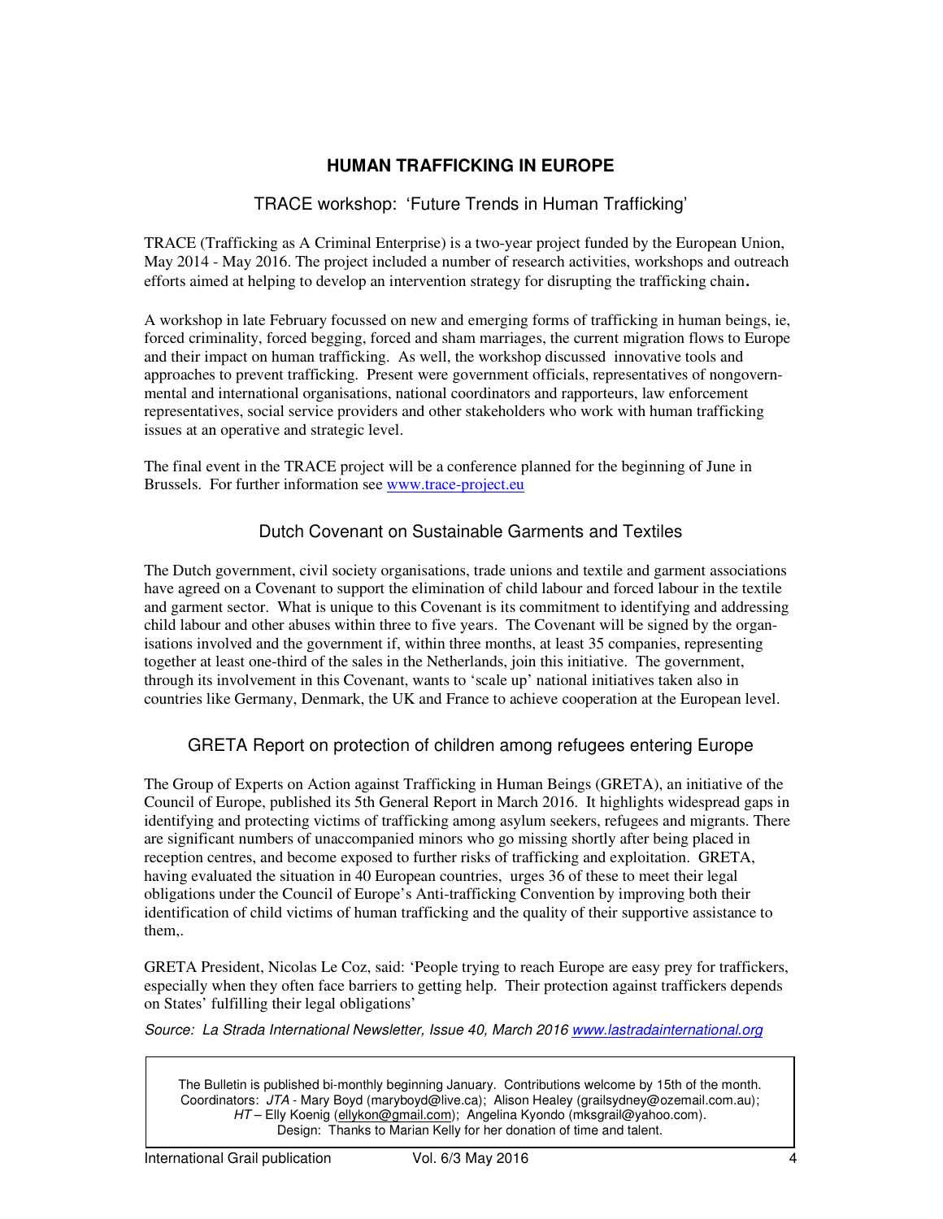## HUMAN TRAFFICKING IN EUROPE

### TRACE workshop: 'Future Trends in Human Trafficking'

TRACE (Trafficking as A Criminal Enterprise) is a two-year project funded by the European Union, May 2014 - May 2016. The project included a number of research activities, workshops and outreach efforts aimed at helping to develop an intervention strategy for disrupting the trafficking chain**.**

A workshop in late February focussed on new and emerging forms of trafficking in human beings, ie, forced criminality, forced begging, forced and sham marriages, the current migration flows to Europe and their impact on human trafficking. As well, the workshop discussed innovative tools and approaches to prevent trafficking. Present were government officials, representatives of nongovernmental and international organisations, national coordinators and rapporteurs, law enforcement representatives, social service providers and other stakeholders who work with human trafficking issues at an operative and strategic level.

The final event in the TRACE project will be a conference planned for the beginning of June in Brussels. For further information see [www.trace-project.eu](http://www.trace-project.eu)

### Dutch Covenant on Sustainable Garments and Textiles

The Dutch government, civil society organisations, trade unions and textile and garment associations have agreed on a Covenant to support the elimination of child labour and forced labour in the textile and garment sector. What is unique to this Covenant is its commitment to identifying and addressing child labour and other abuses within three to five years. The Covenant will be signed by the organisations involved and the government if, within three months, at least 35 companies, representing together at least one-third of the sales in the Netherlands, join this initiative. The government, through its involvement in this Covenant, wants to 'scale up' national initiatives taken also in countries like Germany, Denmark, the UK and France to achieve cooperation at the European level.

### GRETA Report on protection of children among refugees entering Europe

The Group of Experts on Action against Trafficking in Human Beings (GRETA), an initiative of the Council of Europe, published its 5th General Report in March 2016. It highlights widespread gaps in identifying and protecting victims of trafficking among asylum seekers, refugees and migrants. There are significant numbers of unaccompanied minors who go missing shortly after being placed in reception centres, and become exposed to further risks of trafficking and exploitation. GRETA, having evaluated the situation in 40 European countries, urges 36 of these to meet their legal obligations under the Council of Europe's Anti-trafficking Convention by improving both their identification of child victims of human trafficking and the quality of their supportive assistance to them,.

GRETA President, Nicolas Le Coz, said: 'People trying to reach Europe are easy prey for traffickers, especially when they often face barriers to getting help. Their protection against traffickers depends on States' fulfilling their legal obligations'

*Source: La Strada International Newsletter, Issue 40, March 2016 [www.lastradainternational.org](http://www.lastradainternational.org)*

The Bulletin is published bi-monthly beginning January. Contributions welcome by 15th of the month.
Coordinators: *JTA* - Mary Boyd (maryboyd@live.ca); Alison Healey (grailsydney@ozemail.com.au);
*HT* – Elly Koenig (ellykon@gmail.com); Angelina Kyondo (mksgrail@yahoo.com).
Design: Thanks to Marian Kelly for her donation of time and talent.